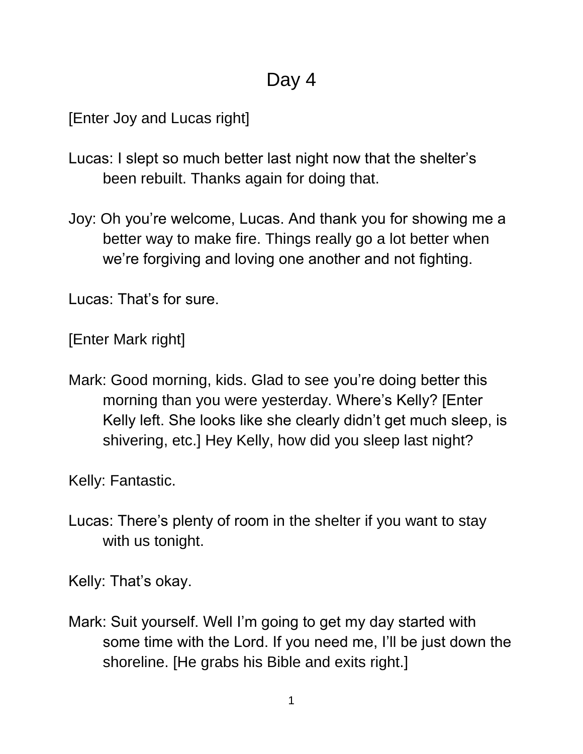# Day 4

[Enter Joy and Lucas right]

Lucas: I slept so much better last night now that the shelter's been rebuilt. Thanks again for doing that.

Joy: Oh you're welcome, Lucas. And thank you for showing me a better way to make fire. Things really go a lot better when we're forgiving and loving one another and not fighting.

Lucas: That's for sure.

[Enter Mark right]

Mark: Good morning, kids. Glad to see you're doing better this morning than you were yesterday. Where's Kelly? [Enter Kelly left. She looks like she clearly didn't get much sleep, is shivering, etc.] Hey Kelly, how did you sleep last night?

Kelly: Fantastic.

Lucas: There's plenty of room in the shelter if you want to stay with us tonight.

Kelly: That's okay.

Mark: Suit yourself. Well I'm going to get my day started with some time with the Lord. If you need me, I'll be just down the shoreline. [He grabs his Bible and exits right.]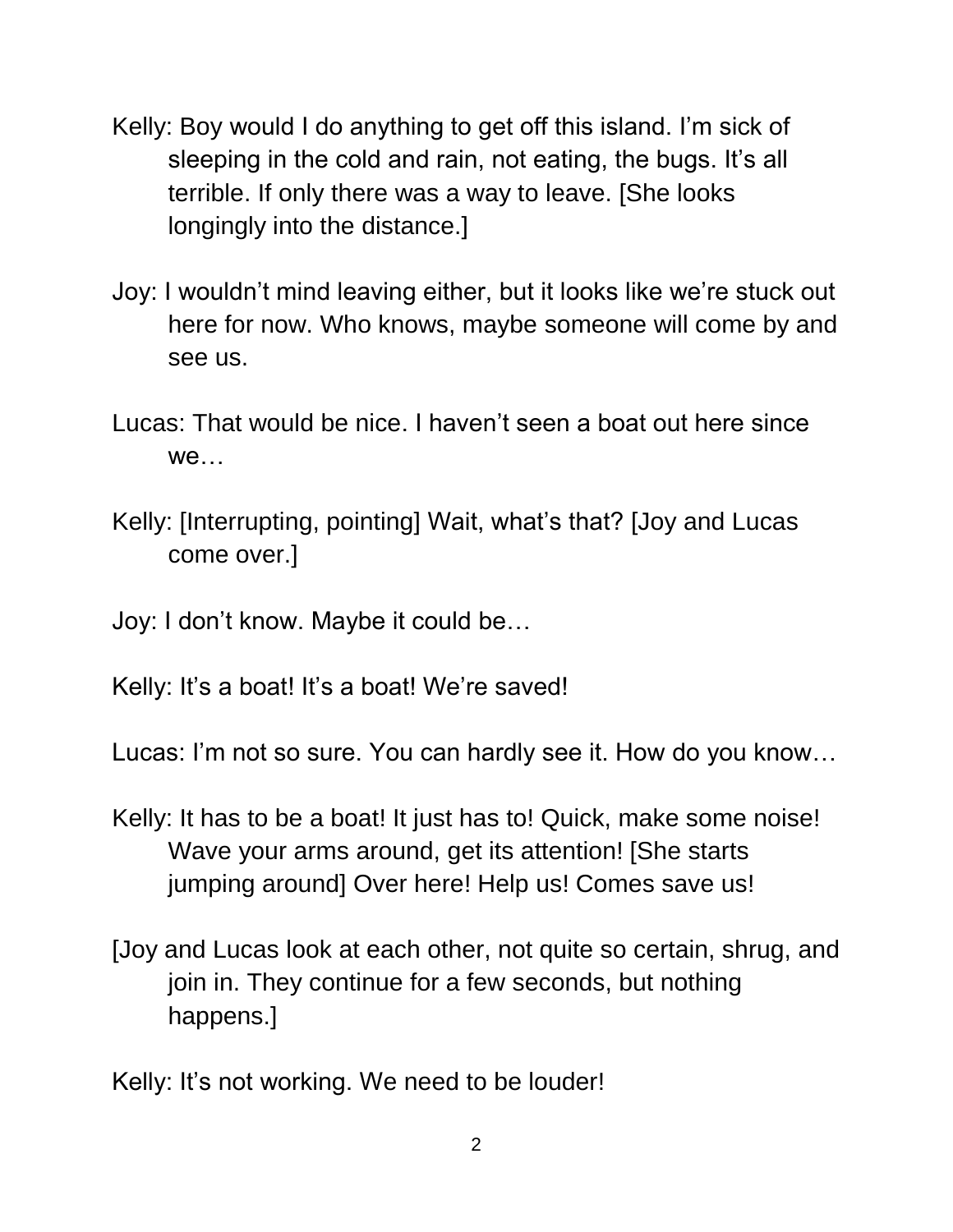Kelly: Boy would I do anything to get off this island. I'm sick of sleeping in the cold and rain, not eating, the bugs. It's all terrible. If only there was a way to leave. [She looks longingly into the distance.]

Joy: I wouldn't mind leaving either, but it looks like we're stuck out here for now. Who knows, maybe someone will come by and see us.

Lucas: That would be nice. I haven't seen a boat out here since we…

Kelly: [Interrupting, pointing] Wait, what's that? [Joy and Lucas come over.]

Joy: I don't know. Maybe it could be…

Kelly: It's a boat! It's a boat! We're saved!

Lucas: I'm not so sure. You can hardly see it. How do you know…

Kelly: It has to be a boat! It just has to! Quick, make some noise! Wave your arms around, get its attention! [She starts jumping around] Over here! Help us! Comes save us!

[Joy and Lucas look at each other, not quite so certain, shrug, and join in. They continue for a few seconds, but nothing happens.]

Kelly: It's not working. We need to be louder!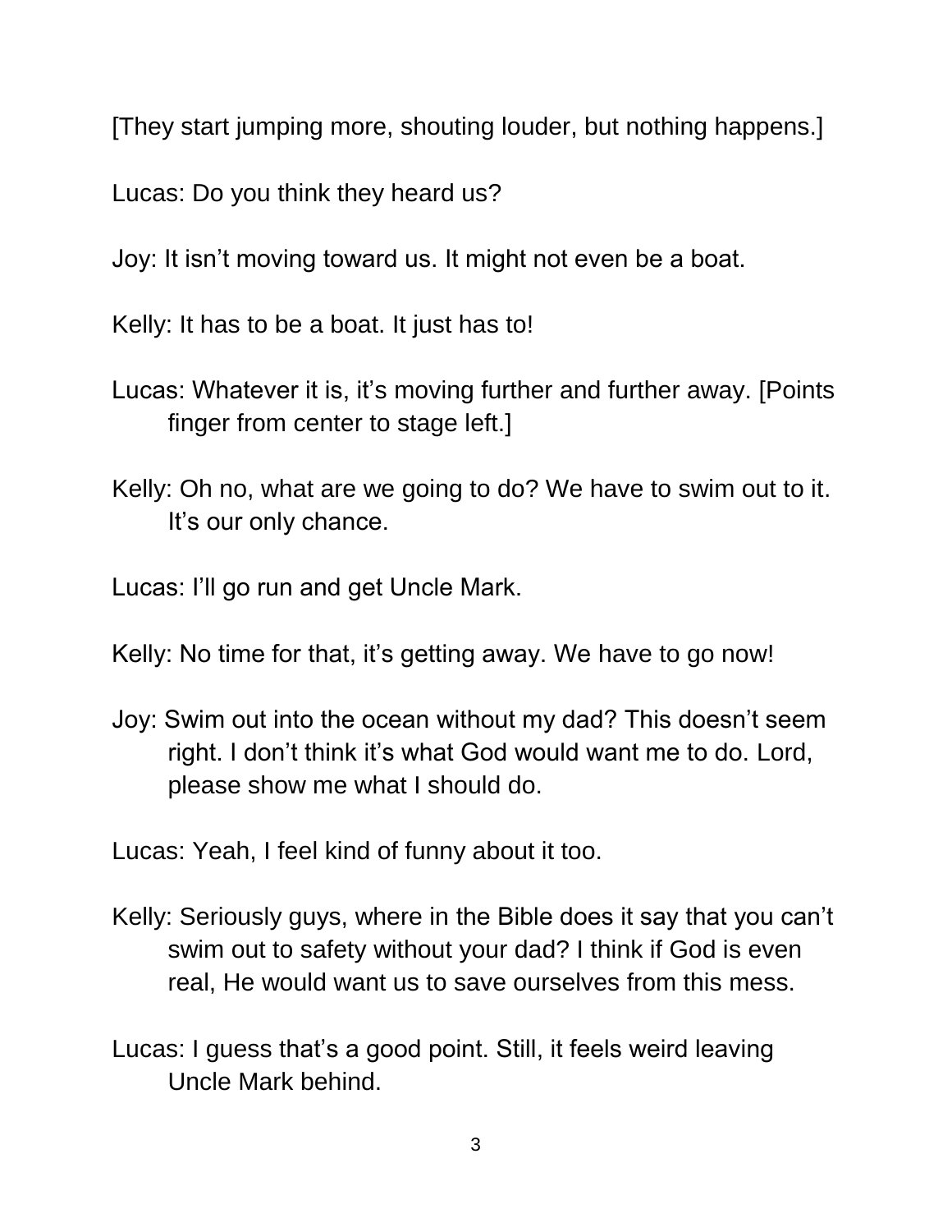[They start jumping more, shouting louder, but nothing happens.]

Lucas: Do you think they heard us?

Joy: It isn't moving toward us. It might not even be a boat.

Kelly: It has to be a boat. It just has to!

Lucas: Whatever it is, it's moving further and further away. [Points finger from center to stage left.]

Kelly: Oh no, what are we going to do? We have to swim out to it. It's our only chance.

Lucas: I'll go run and get Uncle Mark.

Kelly: No time for that, it's getting away. We have to go now!

Joy: Swim out into the ocean without my dad? This doesn't seem right. I don't think it's what God would want me to do. Lord, please show me what I should do.

Lucas: Yeah, I feel kind of funny about it too.

Kelly: Seriously guys, where in the Bible does it say that you can't swim out to safety without your dad? I think if God is even real, He would want us to save ourselves from this mess.

Lucas: I guess that's a good point. Still, it feels weird leaving Uncle Mark behind.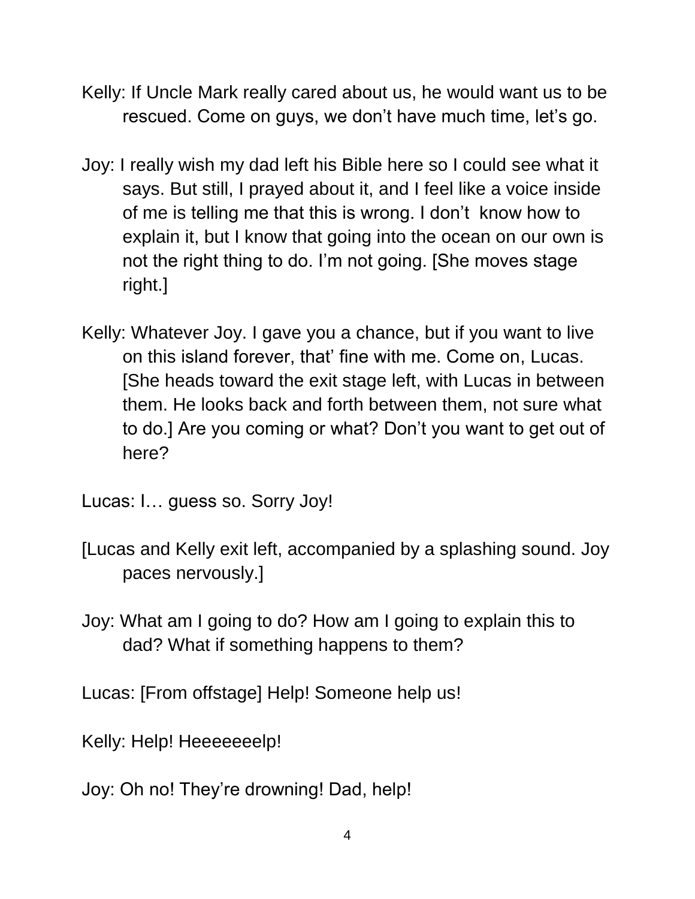Kelly: If Uncle Mark really cared about us, he would want us to be rescued. Come on guys, we don't have much time, let's go.

Joy: I really wish my dad left his Bible here so I could see what it says. But still, I prayed about it, and I feel like a voice inside of me is telling me that this is wrong. I don't know how to explain it, but I know that going into the ocean on our own is not the right thing to do. I'm not going. [She moves stage right.]

Kelly: Whatever Joy. I gave you a chance, but if you want to live on this island forever, that' fine with me. Come on, Lucas. [She heads toward the exit stage left, with Lucas in between them. He looks back and forth between them, not sure what to do.] Are you coming or what? Don't you want to get out of here?

Lucas: I… guess so. Sorry Joy!

[Lucas and Kelly exit left, accompanied by a splashing sound. Joy paces nervously.]

Joy: What am I going to do? How am I going to explain this to dad? What if something happens to them?

Lucas: [From offstage] Help! Someone help us!

Kelly: Help! Heeeeeeelp!

Joy: Oh no! They're drowning! Dad, help!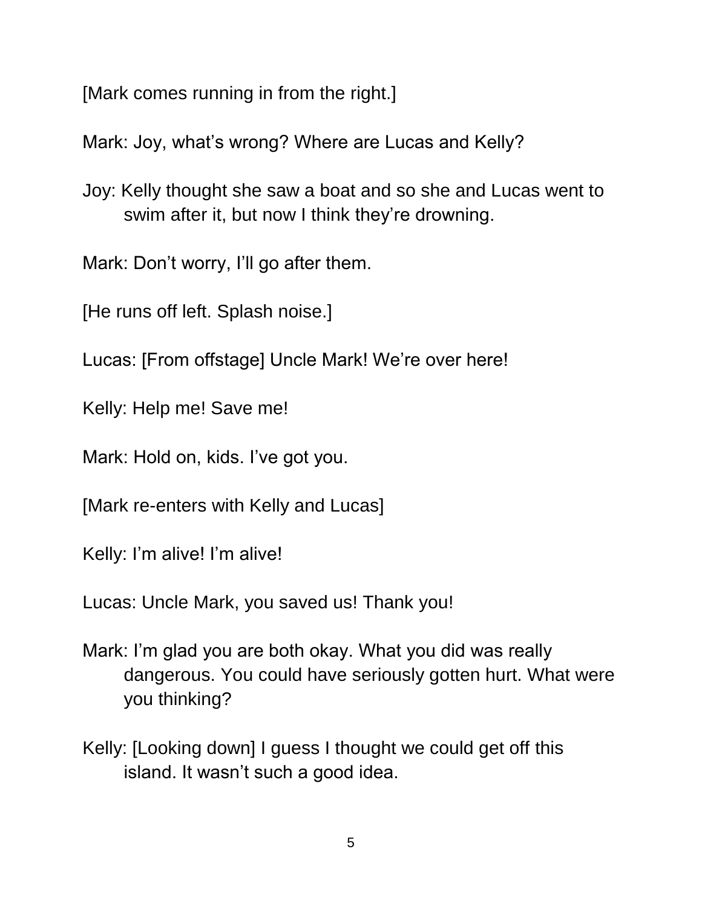[Mark comes running in from the right.]

Mark: Joy, what's wrong? Where are Lucas and Kelly?

Joy: Kelly thought she saw a boat and so she and Lucas went to swim after it, but now I think they're drowning.

Mark: Don't worry, I'll go after them.

[He runs off left. Splash noise.]

Lucas: [From offstage] Uncle Mark! We're over here!

Kelly: Help me! Save me!

Mark: Hold on, kids. I've got you.

[Mark re-enters with Kelly and Lucas]

Kelly: I'm alive! I'm alive!

Lucas: Uncle Mark, you saved us! Thank you!

Mark: I'm glad you are both okay. What you did was really dangerous. You could have seriously gotten hurt. What were you thinking?

Kelly: [Looking down] I guess I thought we could get off this island. It wasn't such a good idea.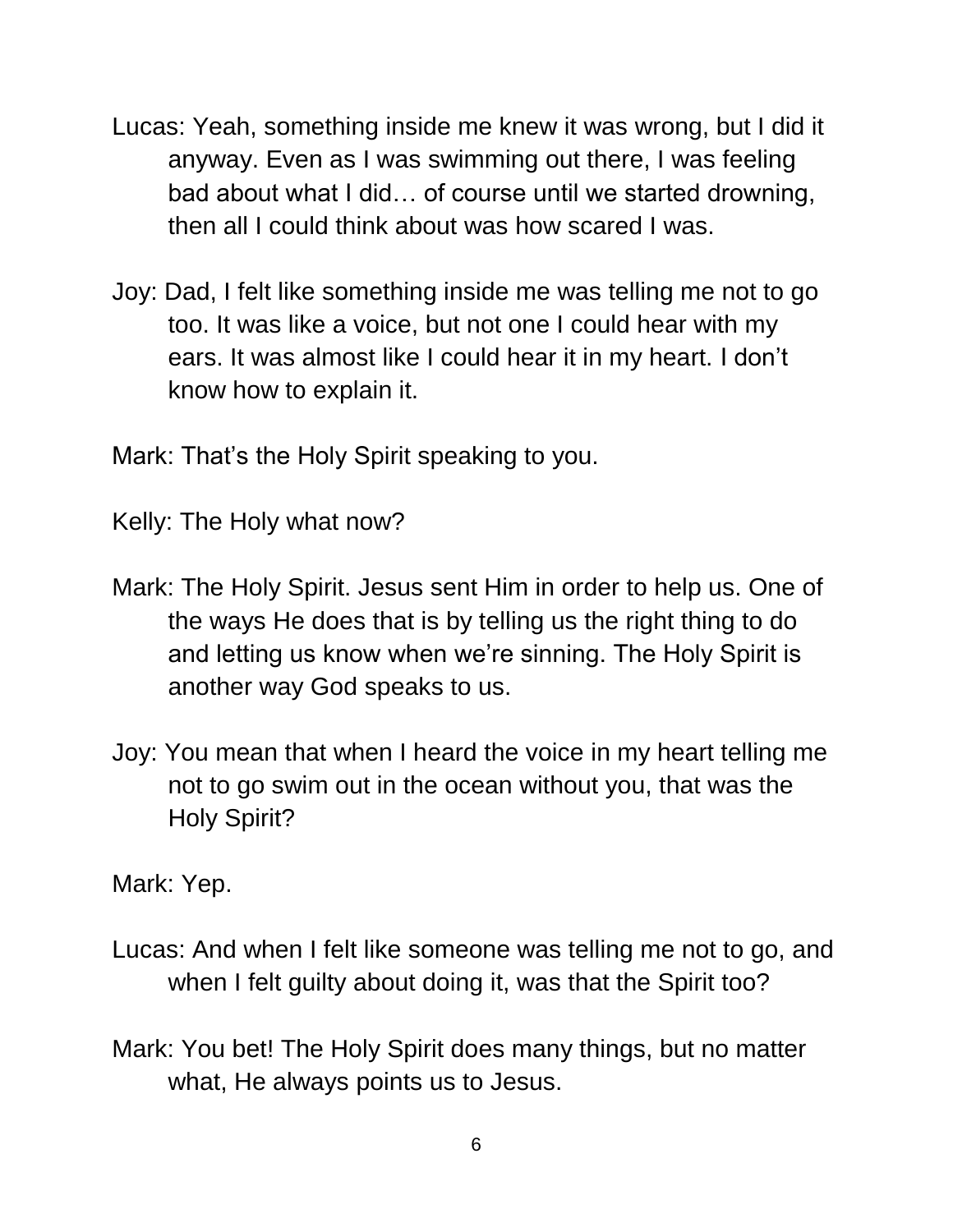Lucas: Yeah, something inside me knew it was wrong, but I did it anyway. Even as I was swimming out there, I was feeling bad about what I did… of course until we started drowning, then all I could think about was how scared I was.

Joy: Dad, I felt like something inside me was telling me not to go too. It was like a voice, but not one I could hear with my ears. It was almost like I could hear it in my heart. I don't know how to explain it.

Mark: That's the Holy Spirit speaking to you.

Kelly: The Holy what now?

Mark: The Holy Spirit. Jesus sent Him in order to help us. One of the ways He does that is by telling us the right thing to do and letting us know when we're sinning. The Holy Spirit is another way God speaks to us.

Joy: You mean that when I heard the voice in my heart telling me not to go swim out in the ocean without you, that was the Holy Spirit?

Mark: Yep.

Lucas: And when I felt like someone was telling me not to go, and when I felt guilty about doing it, was that the Spirit too?

Mark: You bet! The Holy Spirit does many things, but no matter what, He always points us to Jesus.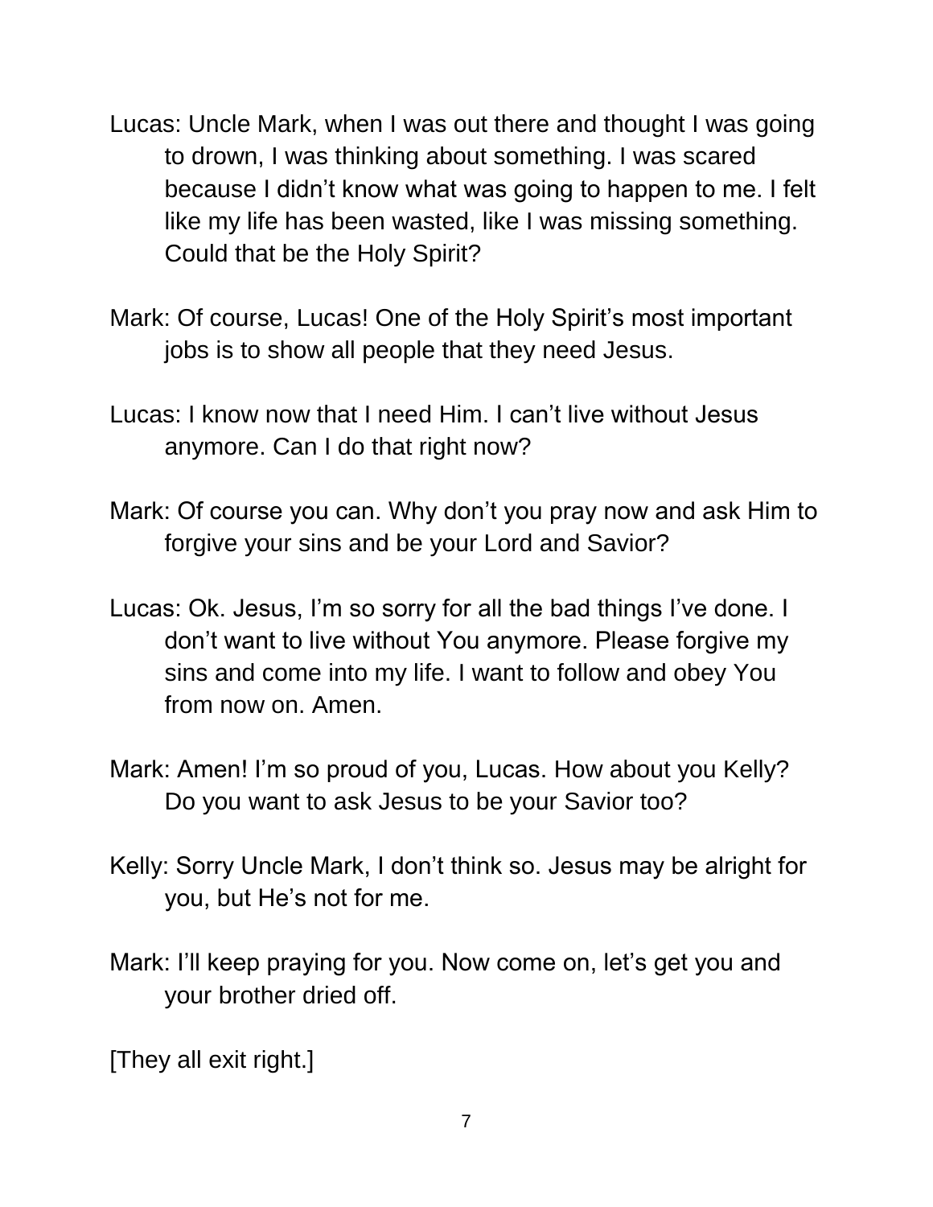Lucas: Uncle Mark, when I was out there and thought I was going to drown, I was thinking about something. I was scared because I didn't know what was going to happen to me. I felt like my life has been wasted, like I was missing something. Could that be the Holy Spirit?

Mark: Of course, Lucas! One of the Holy Spirit's most important jobs is to show all people that they need Jesus.

Lucas: I know now that I need Him. I can't live without Jesus anymore. Can I do that right now?

Mark: Of course you can. Why don't you pray now and ask Him to forgive your sins and be your Lord and Savior?

Lucas: Ok. Jesus, I'm so sorry for all the bad things I've done. I don't want to live without You anymore. Please forgive my sins and come into my life. I want to follow and obey You from now on. Amen.

Mark: Amen! I'm so proud of you, Lucas. How about you Kelly? Do you want to ask Jesus to be your Savior too?

Kelly: Sorry Uncle Mark, I don't think so. Jesus may be alright for you, but He's not for me.

Mark: I'll keep praying for you. Now come on, let's get you and your brother dried off.

[They all exit right.]